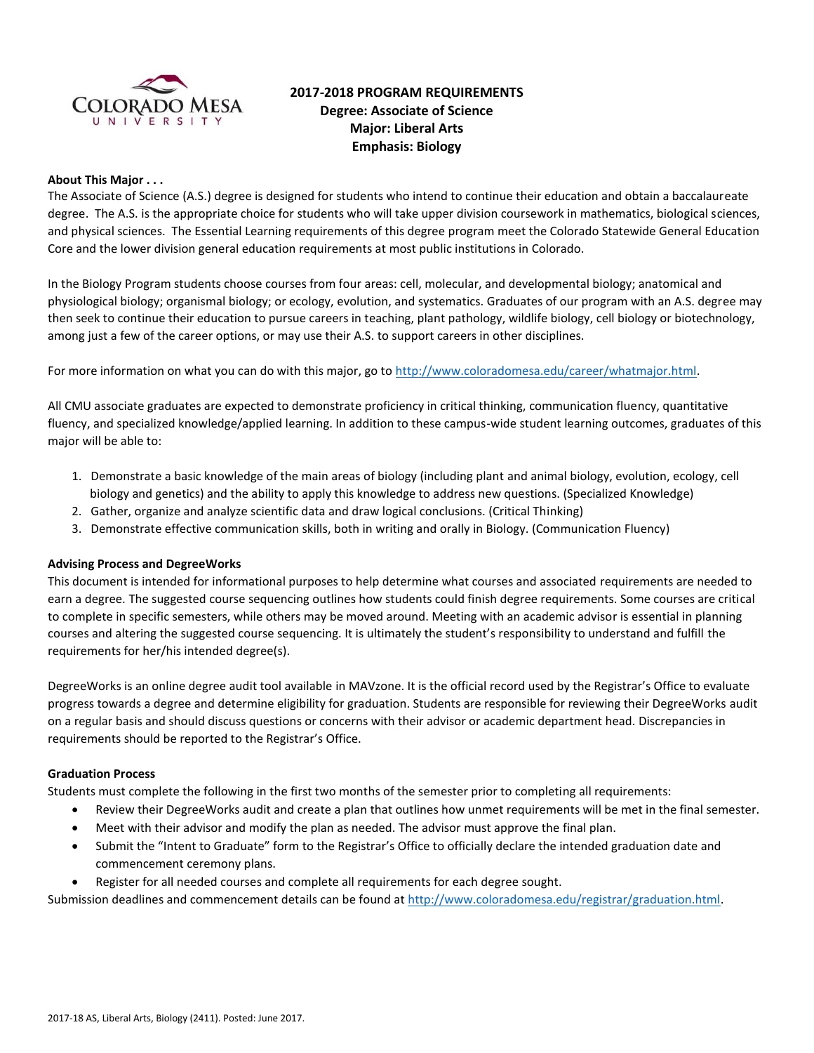# 2017-2018 PROGRAM REQUIREMENTS
## Degree: Associate of Science
## Major: Liberal Arts
## Emphasis: Biology

**About This Major . . .**

The Associate of Science (A.S.) degree is designed for students who intend to continue their education and obtain a baccalaureate degree. The A.S. is the appropriate choice for students who will take upper division coursework in mathematics, biological sciences, and physical sciences. The Essential Learning requirements of this degree program meet the Colorado Statewide General Education Core and the lower division general education requirements at most public institutions in Colorado.

In the Biology Program students choose courses from four areas: cell, molecular, and developmental biology; anatomical and physiological biology; organismal biology; or ecology, evolution, and systematics. Graduates of our program with an A.S. degree may then seek to continue their education to pursue careers in teaching, plant pathology, wildlife biology, cell biology or biotechnology, among just a few of the career options, or may use their A.S. to support careers in other disciplines.

For more information on what you can do with this major, go to http://www.coloradomesa.edu/career/whatmajor.html.

All CMU associate graduates are expected to demonstrate proficiency in critical thinking, communication fluency, quantitative fluency, and specialized knowledge/applied learning. In addition to these campus-wide student learning outcomes, graduates of this major will be able to:

1. Demonstrate a basic knowledge of the main areas of biology (including plant and animal biology, evolution, ecology, cell biology and genetics) and the ability to apply this knowledge to address new questions. (Specialized Knowledge)
2. Gather, organize and analyze scientific data and draw logical conclusions. (Critical Thinking)
3. Demonstrate effective communication skills, both in writing and orally in Biology. (Communication Fluency)

**Advising Process and DegreeWorks**

This document is intended for informational purposes to help determine what courses and associated requirements are needed to earn a degree. The suggested course sequencing outlines how students could finish degree requirements. Some courses are critical to complete in specific semesters, while others may be moved around. Meeting with an academic advisor is essential in planning courses and altering the suggested course sequencing. It is ultimately the student's responsibility to understand and fulfill the requirements for her/his intended degree(s).

DegreeWorks is an online degree audit tool available in MAVzone. It is the official record used by the Registrar's Office to evaluate progress towards a degree and determine eligibility for graduation. Students are responsible for reviewing their DegreeWorks audit on a regular basis and should discuss questions or concerns with their advisor or academic department head. Discrepancies in requirements should be reported to the Registrar's Office.

**Graduation Process**

Students must complete the following in the first two months of the semester prior to completing all requirements:

- Review their DegreeWorks audit and create a plan that outlines how unmet requirements will be met in the final semester.
- Meet with their advisor and modify the plan as needed. The advisor must approve the final plan.
- Submit the "Intent to Graduate" form to the Registrar's Office to officially declare the intended graduation date and commencement ceremony plans.
- Register for all needed courses and complete all requirements for each degree sought.

Submission deadlines and commencement details can be found at http://www.coloradomesa.edu/registrar/graduation.html.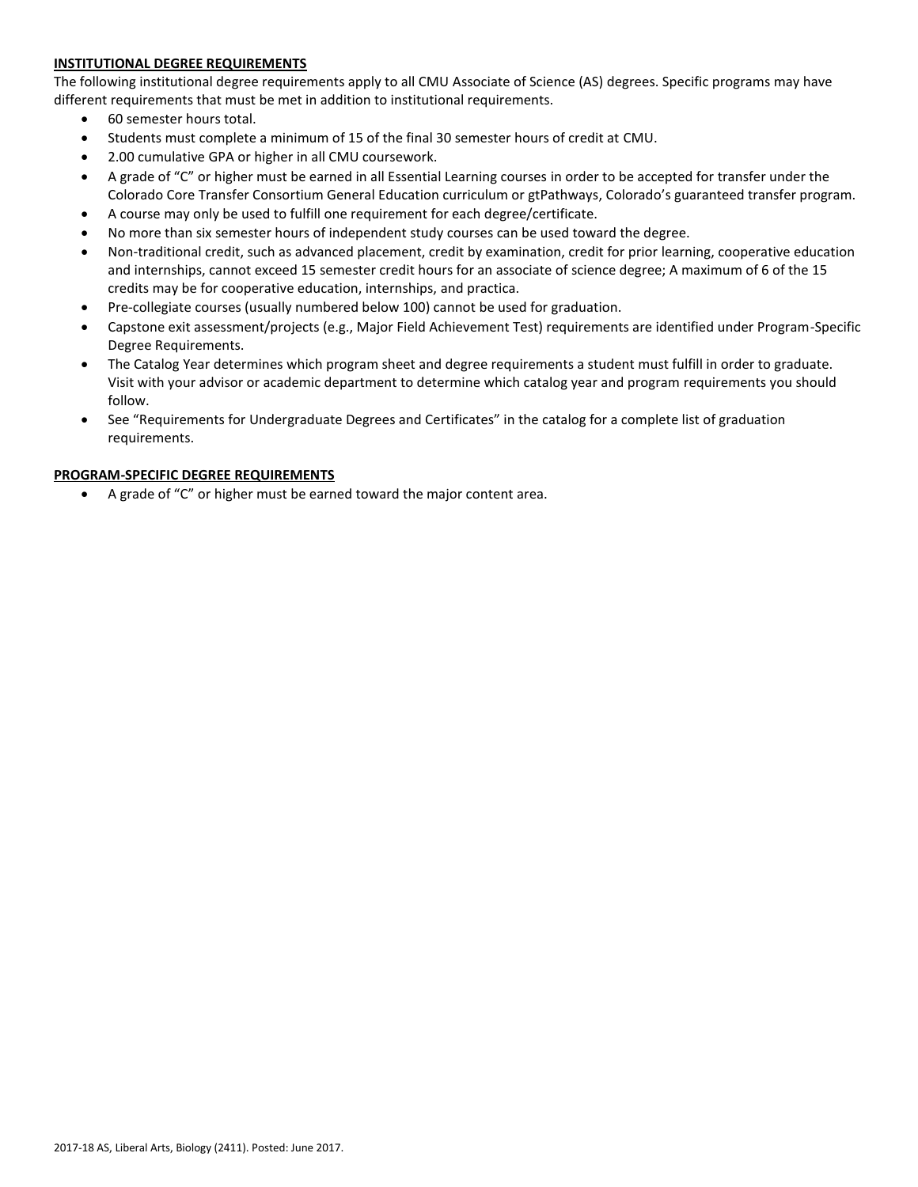## INSTITUTIONAL DEGREE REQUIREMENTS

The following institutional degree requirements apply to all CMU Associate of Science (AS) degrees. Specific programs may have different requirements that must be met in addition to institutional requirements.

- 60 semester hours total.
- Students must complete a minimum of 15 of the final 30 semester hours of credit at CMU.
- 2.00 cumulative GPA or higher in all CMU coursework.
- A grade of "C" or higher must be earned in all Essential Learning courses in order to be accepted for transfer under the Colorado Core Transfer Consortium General Education curriculum or gtPathways, Colorado's guaranteed transfer program.
- A course may only be used to fulfill one requirement for each degree/certificate.
- No more than six semester hours of independent study courses can be used toward the degree.
- Non-traditional credit, such as advanced placement, credit by examination, credit for prior learning, cooperative education and internships, cannot exceed 15 semester credit hours for an associate of science degree; A maximum of 6 of the 15 credits may be for cooperative education, internships, and practica.
- Pre-collegiate courses (usually numbered below 100) cannot be used for graduation.
- Capstone exit assessment/projects (e.g., Major Field Achievement Test) requirements are identified under Program-Specific Degree Requirements.
- The Catalog Year determines which program sheet and degree requirements a student must fulfill in order to graduate. Visit with your advisor or academic department to determine which catalog year and program requirements you should follow.
- See "Requirements for Undergraduate Degrees and Certificates" in the catalog for a complete list of graduation requirements.

## PROGRAM-SPECIFIC DEGREE REQUIREMENTS

- A grade of "C" or higher must be earned toward the major content area.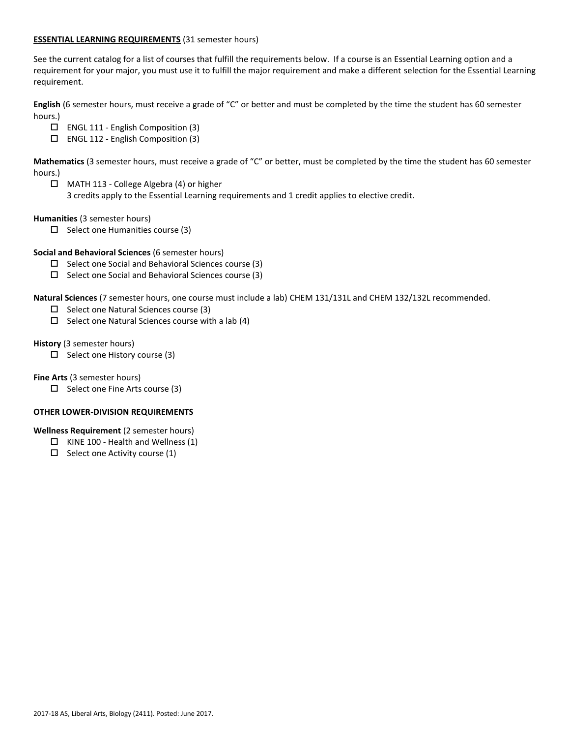**ESSENTIAL LEARNING REQUIREMENTS** (31 semester hours)

See the current catalog for a list of courses that fulfill the requirements below. If a course is an Essential Learning option and a requirement for your major, you must use it to fulfill the major requirement and make a different selection for the Essential Learning requirement.

**English** (6 semester hours, must receive a grade of "C" or better and must be completed by the time the student has 60 semester hours.)

- ☐ ENGL 111 - English Composition (3)
- ☐ ENGL 112 - English Composition (3)

**Mathematics** (3 semester hours, must receive a grade of "C" or better, must be completed by the time the student has 60 semester hours.)

- ☐ MATH 113 - College Algebra (4) or higher
  3 credits apply to the Essential Learning requirements and 1 credit applies to elective credit.

**Humanities** (3 semester hours)

- ☐ Select one Humanities course (3)

**Social and Behavioral Sciences** (6 semester hours)

- ☐ Select one Social and Behavioral Sciences course (3)
- ☐ Select one Social and Behavioral Sciences course (3)

**Natural Sciences** (7 semester hours, one course must include a lab) CHEM 131/131L and CHEM 132/132L recommended.

- ☐ Select one Natural Sciences course (3)
- ☐ Select one Natural Sciences course with a lab (4)

**History** (3 semester hours)

- ☐ Select one History course (3)

**Fine Arts** (3 semester hours)

- ☐ Select one Fine Arts course (3)

**OTHER LOWER-DIVISION REQUIREMENTS**

**Wellness Requirement** (2 semester hours)

- ☐ KINE 100 - Health and Wellness (1)
- ☐ Select one Activity course (1)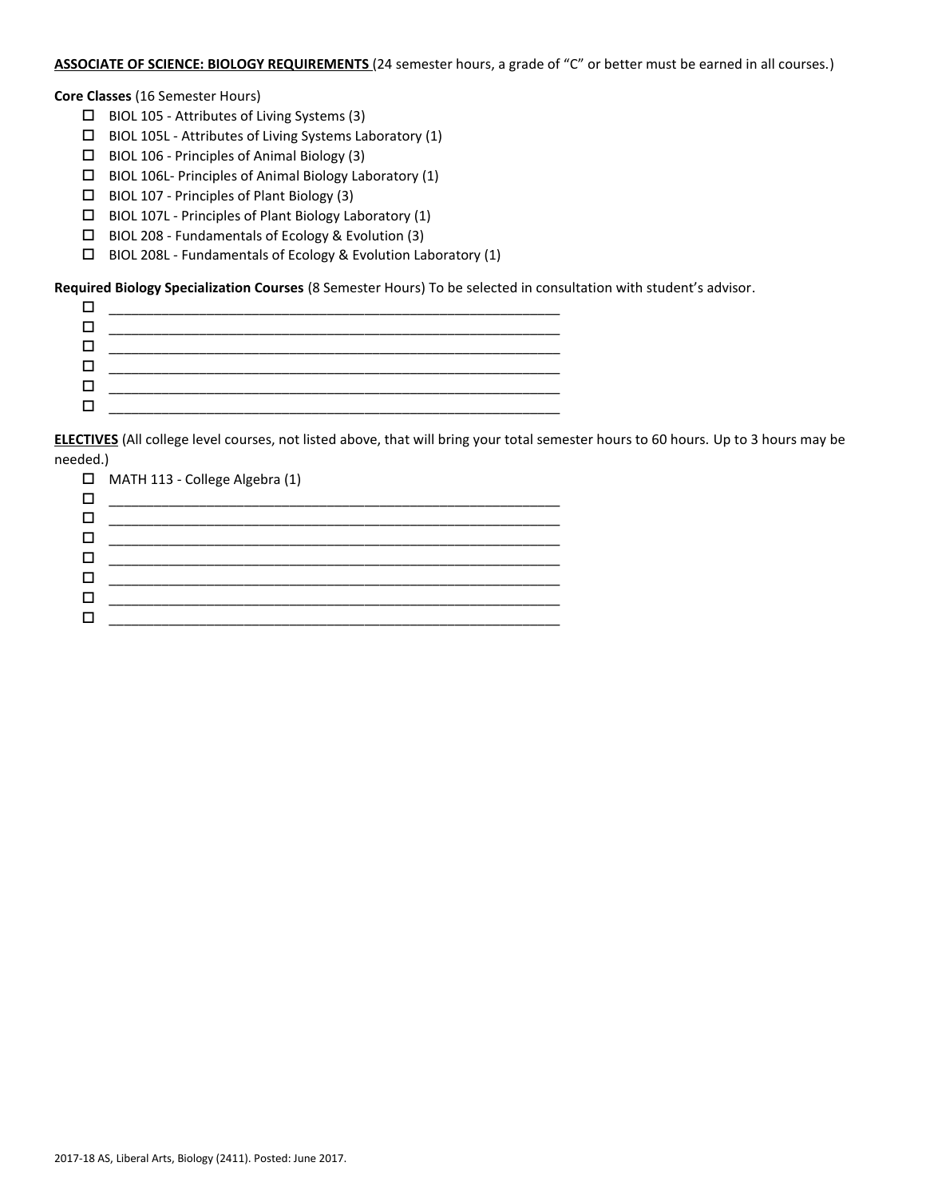**ASSOCIATE OF SCIENCE: BIOLOGY REQUIREMENTS** (24 semester hours, a grade of "C" or better must be earned in all courses.)

**Core Classes** (16 Semester Hours)

- ☐ BIOL 105 - Attributes of Living Systems (3)
- ☐ BIOL 105L - Attributes of Living Systems Laboratory (1)
- ☐ BIOL 106 - Principles of Animal Biology (3)
- ☐ BIOL 106L- Principles of Animal Biology Laboratory (1)
- ☐ BIOL 107 - Principles of Plant Biology (3)
- ☐ BIOL 107L - Principles of Plant Biology Laboratory (1)
- ☐ BIOL 208 - Fundamentals of Ecology & Evolution (3)
- ☐ BIOL 208L - Fundamentals of Ecology & Evolution Laboratory (1)

**Required Biology Specialization Courses** (8 Semester Hours) To be selected in consultation with student's advisor.

- ☐ ____________________________________________________________
- ☐ ____________________________________________________________
- ☐ ____________________________________________________________
- ☐ ____________________________________________________________
- ☐ ____________________________________________________________
- ☐ ____________________________________________________________

**ELECTIVES** (All college level courses, not listed above, that will bring your total semester hours to 60 hours. Up to 3 hours may be needed.)

- ☐ MATH 113 - College Algebra (1)
- ☐ ____________________________________________________________
- ☐ ____________________________________________________________
- ☐ ____________________________________________________________
- ☐ ____________________________________________________________
- ☐ ____________________________________________________________
- ☐ ____________________________________________________________
- ☐ ____________________________________________________________

2017-18 AS, Liberal Arts, Biology (2411). Posted: June 2017.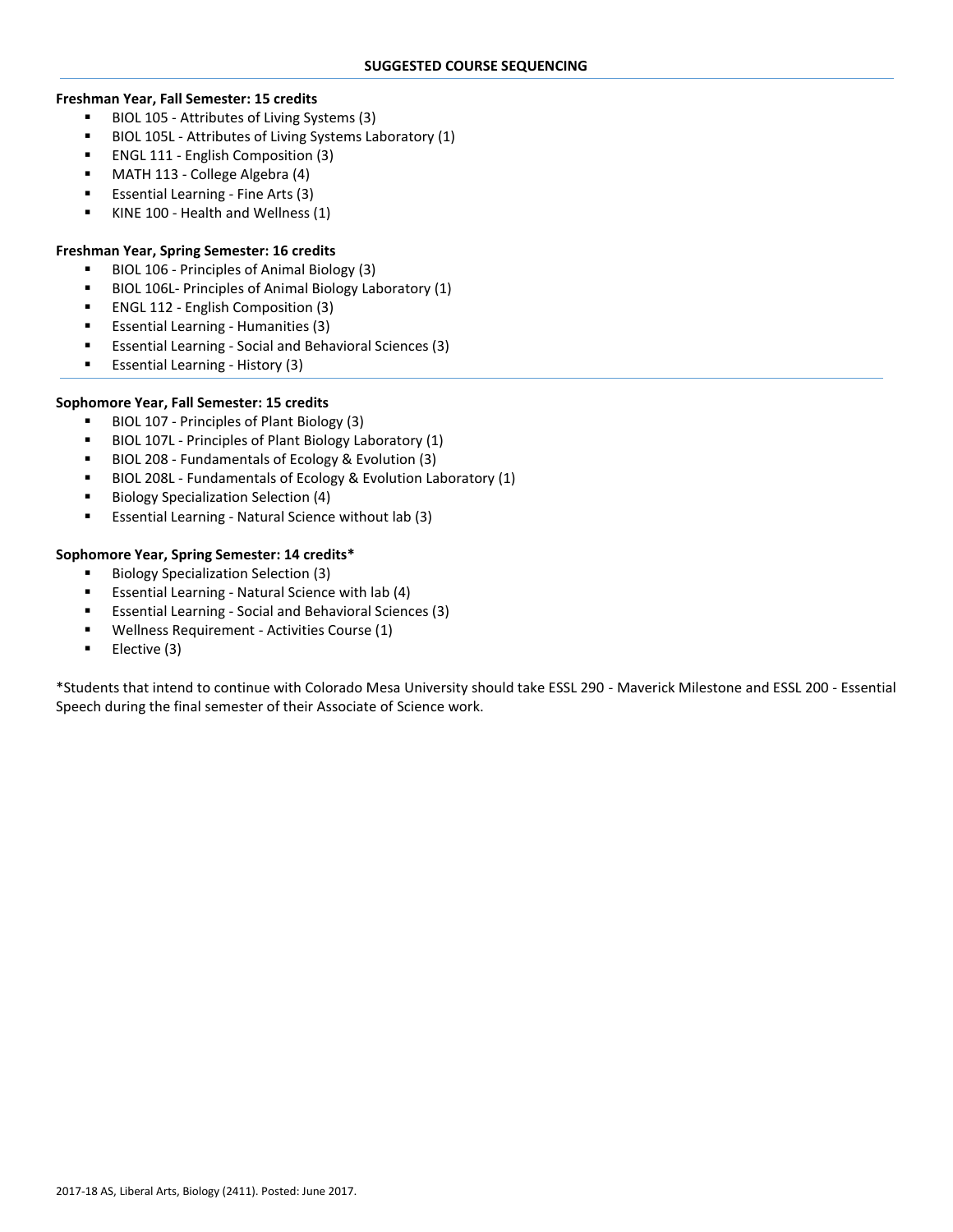## SUGGESTED COURSE SEQUENCING

**Freshman Year, Fall Semester: 15 credits**

- BIOL 105 - Attributes of Living Systems (3)
- BIOL 105L - Attributes of Living Systems Laboratory (1)
- ENGL 111 - English Composition (3)
- MATH 113 - College Algebra (4)
- Essential Learning - Fine Arts (3)
- KINE 100 - Health and Wellness (1)

**Freshman Year, Spring Semester: 16 credits**

- BIOL 106 - Principles of Animal Biology (3)
- BIOL 106L- Principles of Animal Biology Laboratory (1)
- ENGL 112 - English Composition (3)
- Essential Learning - Humanities (3)
- Essential Learning - Social and Behavioral Sciences (3)
- Essential Learning - History (3)

**Sophomore Year, Fall Semester: 15 credits**

- BIOL 107 - Principles of Plant Biology (3)
- BIOL 107L - Principles of Plant Biology Laboratory (1)
- BIOL 208 - Fundamentals of Ecology & Evolution (3)
- BIOL 208L - Fundamentals of Ecology & Evolution Laboratory (1)
- Biology Specialization Selection (4)
- Essential Learning - Natural Science without lab (3)

**Sophomore Year, Spring Semester: 14 credits***

- Biology Specialization Selection (3)
- Essential Learning - Natural Science with lab (4)
- Essential Learning - Social and Behavioral Sciences (3)
- Wellness Requirement - Activities Course (1)
- Elective (3)

*Students that intend to continue with Colorado Mesa University should take ESSL 290 - Maverick Milestone and ESSL 200 - Essential Speech during the final semester of their Associate of Science work.